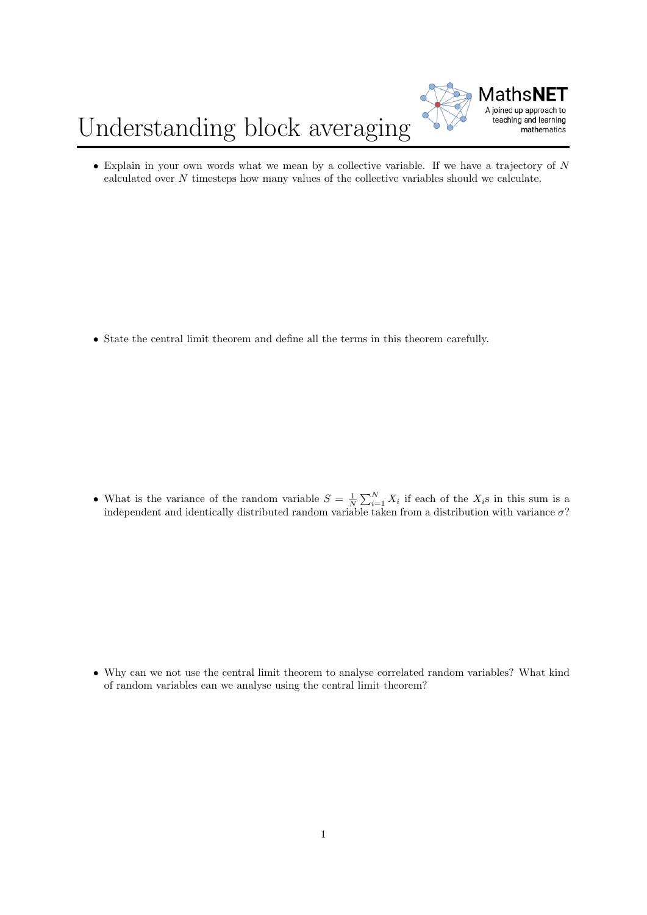# Understanding block averaging

MathsNET
A joined up approach to teaching and learning mathematics

- Explain in your own words what we mean by a collective variable. If we have a trajectory of $N$ calculated over $N$ timesteps how many values of the collective variables should we calculate.

- State the central limit theorem and define all the terms in this theorem carefully.

- What is the variance of the random variable $S = \frac{1}{N}\sum_{i=1}^{N} X_i$ if each of the $X_i$s in this sum is a independent and identically distributed random variable taken from a distribution with variance $\sigma$?

- Why can we not use the central limit theorem to analyse correlated random variables? What kind of random variables can we analyse using the central limit theorem?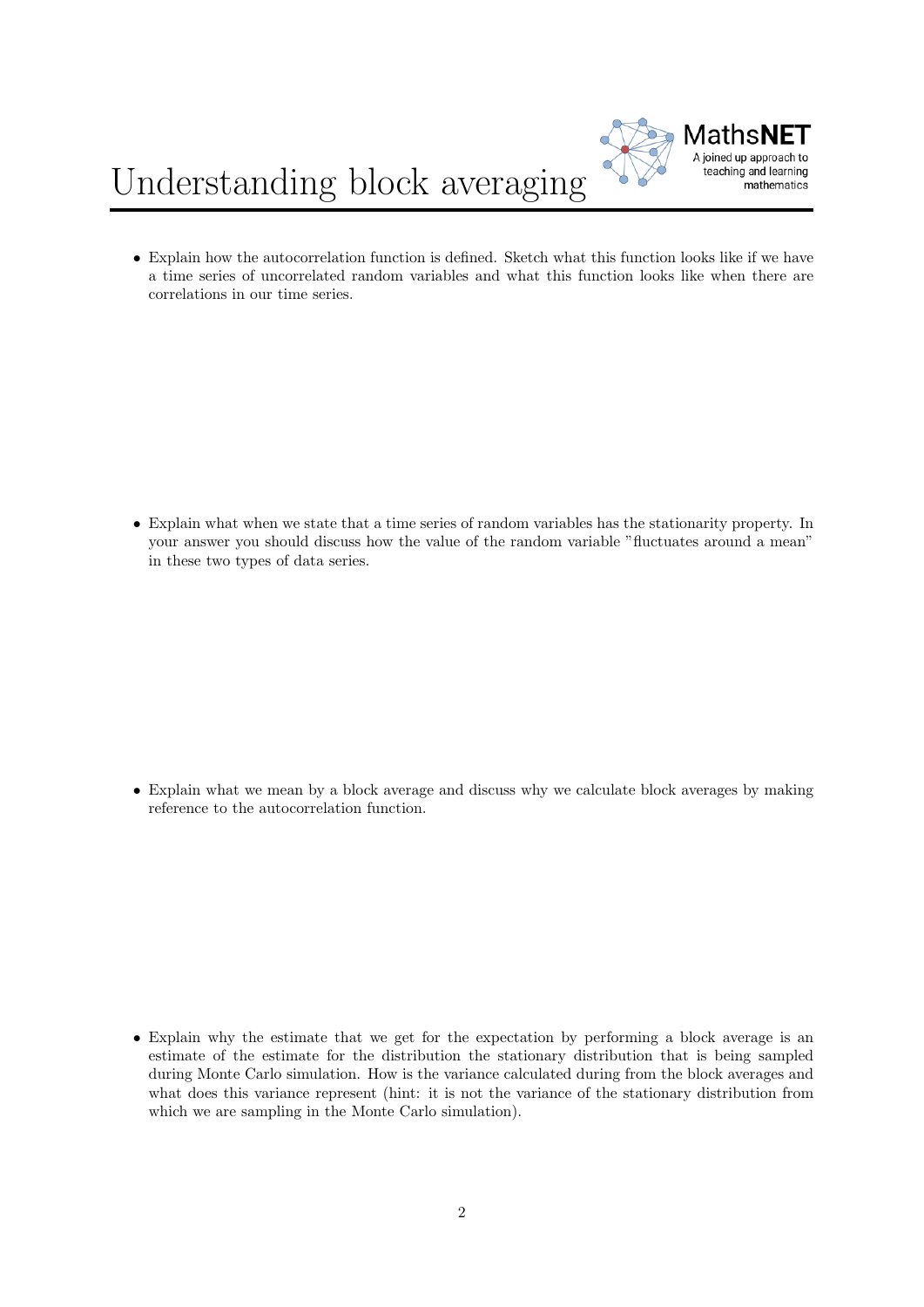# Understanding block averaging

- Explain how the autocorrelation function is defined. Sketch what this function looks like if we have a time series of uncorrelated random variables and what this function looks like when there are correlations in our time series.

- Explain what when we state that a time series of random variables has the stationarity property. In your answer you should discuss how the value of the random variable "fluctuates around a mean" in these two types of data series.

- Explain what we mean by a block average and discuss why we calculate block averages by making reference to the autocorrelation function.

- Explain why the estimate that we get for the expectation by performing a block average is an estimate of the estimate for the distribution the stationary distribution that is being sampled during Monte Carlo simulation. How is the variance calculated during from the block averages and what does this variance represent (hint: it is not the variance of the stationary distribution from which we are sampling in the Monte Carlo simulation).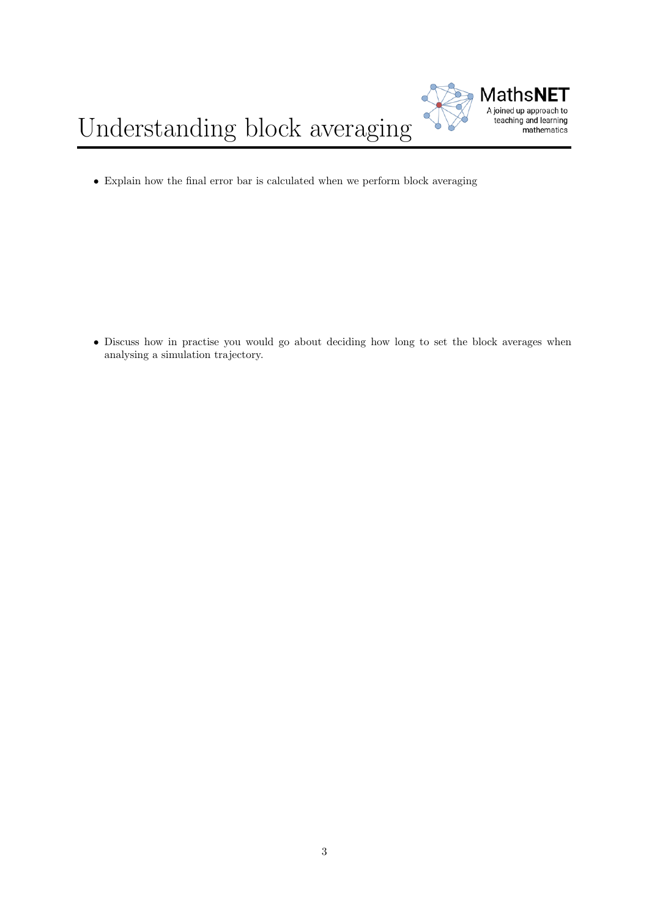# Understanding block averaging

- Explain how the final error bar is calculated when we perform block averaging

- Discuss how in practise you would go about deciding how long to set the block averages when analysing a simulation trajectory.